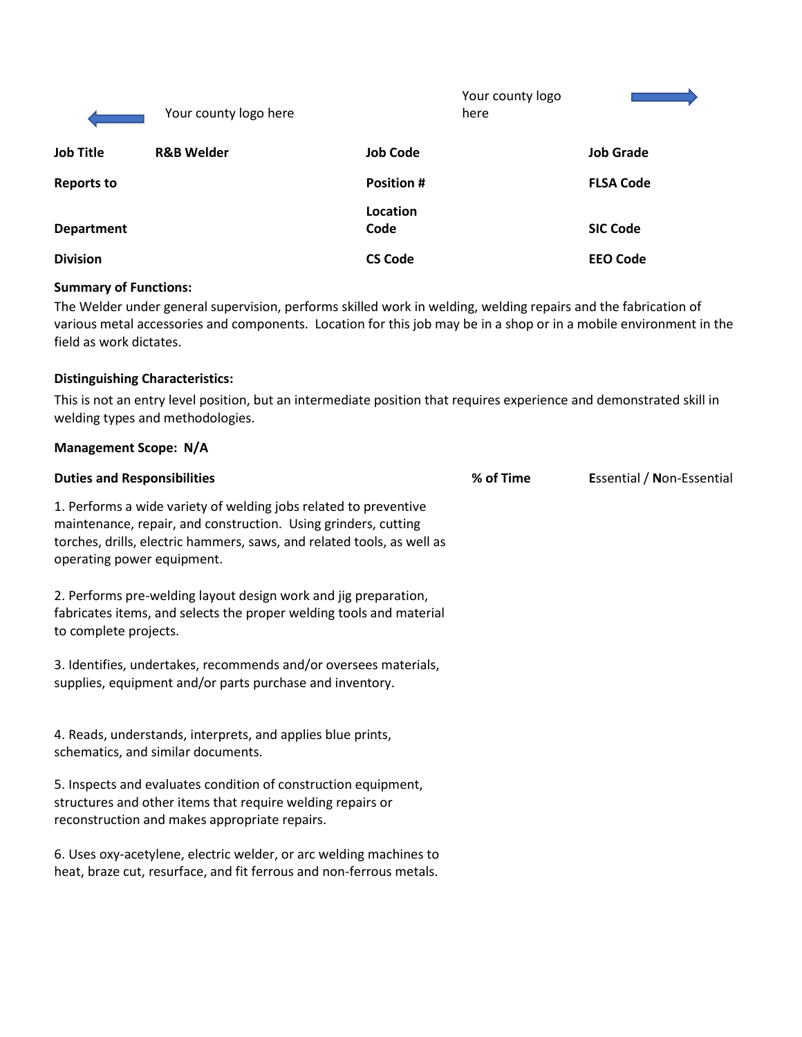Your county logo here

Your county logo here

| Job Title | R&B Welder | Job Code | | Job Grade | |
|---|---|---|---|---|---|
| Reports to | | Position # | | FLSA Code | |
| Department | | Location Code | | SIC Code | |
| Division | | CS Code | | EEO Code | |

**Summary of Functions:**

The Welder under general supervision, performs skilled work in welding, welding repairs and the fabrication of various metal accessories and components. Location for this job may be in a shop or in a mobile environment in the field as work dictates.

**Distinguishing Characteristics:**

This is not an entry level position, but an intermediate position that requires experience and demonstrated skill in welding types and methodologies.

**Management Scope:** N/A

| Duties and Responsibilities | % of Time | **E**ssential / **N**on-Essential |
|---|---|---|
| 1. Performs a wide variety of welding jobs related to preventive maintenance, repair, and construction. Using grinders, cutting torches, drills, electric hammers, saws, and related tools, as well as operating power equipment. | | |
| 2. Performs pre-welding layout design work and jig preparation, fabricates items, and selects the proper welding tools and material to complete projects. | | |
| 3. Identifies, undertakes, recommends and/or oversees materials, supplies, equipment and/or parts purchase and inventory. | | |
| 4. Reads, understands, interprets, and applies blue prints, schematics, and similar documents. | | |
| 5. Inspects and evaluates condition of construction equipment, structures and other items that require welding repairs or reconstruction and makes appropriate repairs. | | |
| 6. Uses oxy-acetylene, electric welder, or arc welding machines to heat, braze cut, resurface, and fit ferrous and non-ferrous metals. | | |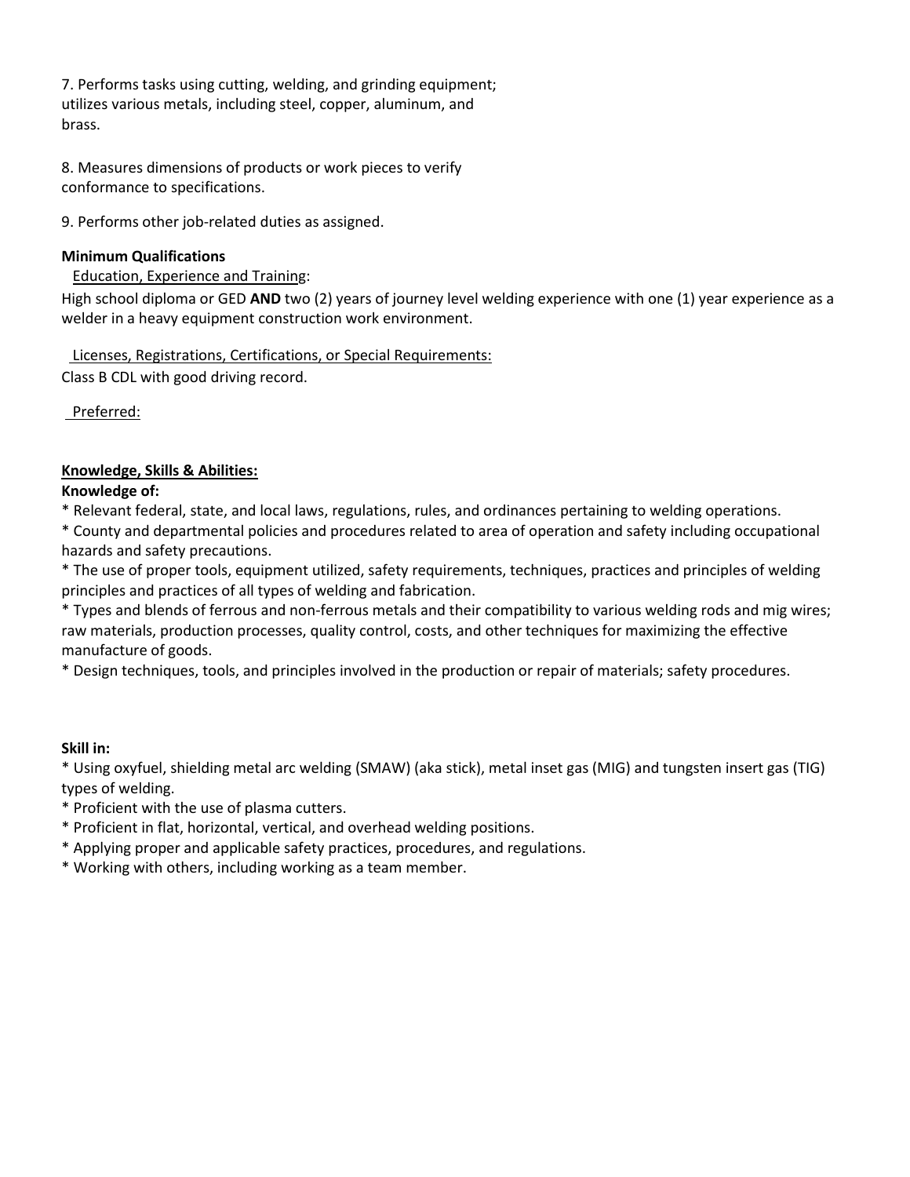7. Performs tasks using cutting, welding, and grinding equipment; utilizes various metals, including steel, copper, aluminum, and brass.

8. Measures dimensions of products or work pieces to verify conformance to specifications.

9. Performs other job-related duties as assigned.

**Minimum Qualifications**

Education, Experience and Training:

High school diploma or GED **AND** two (2) years of journey level welding experience with one (1) year experience as a welder in a heavy equipment construction work environment.

Licenses, Registrations, Certifications, or Special Requirements:

Class B CDL with good driving record.

Preferred:

**Knowledge, Skills & Abilities:**

**Knowledge of:**

* Relevant federal, state, and local laws, regulations, rules, and ordinances pertaining to welding operations.
* County and departmental policies and procedures related to area of operation and safety including occupational hazards and safety precautions.
* The use of proper tools, equipment utilized, safety requirements, techniques, practices and principles of welding principles and practices of all types of welding and fabrication.
* Types and blends of ferrous and non-ferrous metals and their compatibility to various welding rods and mig wires; raw materials, production processes, quality control, costs, and other techniques for maximizing the effective manufacture of goods.
* Design techniques, tools, and principles involved in the production or repair of materials; safety procedures.

**Skill in:**

* Using oxyfuel, shielding metal arc welding (SMAW) (aka stick), metal inset gas (MIG) and tungsten insert gas (TIG) types of welding.
* Proficient with the use of plasma cutters.
* Proficient in flat, horizontal, vertical, and overhead welding positions.
* Applying proper and applicable safety practices, procedures, and regulations.
* Working with others, including working as a team member.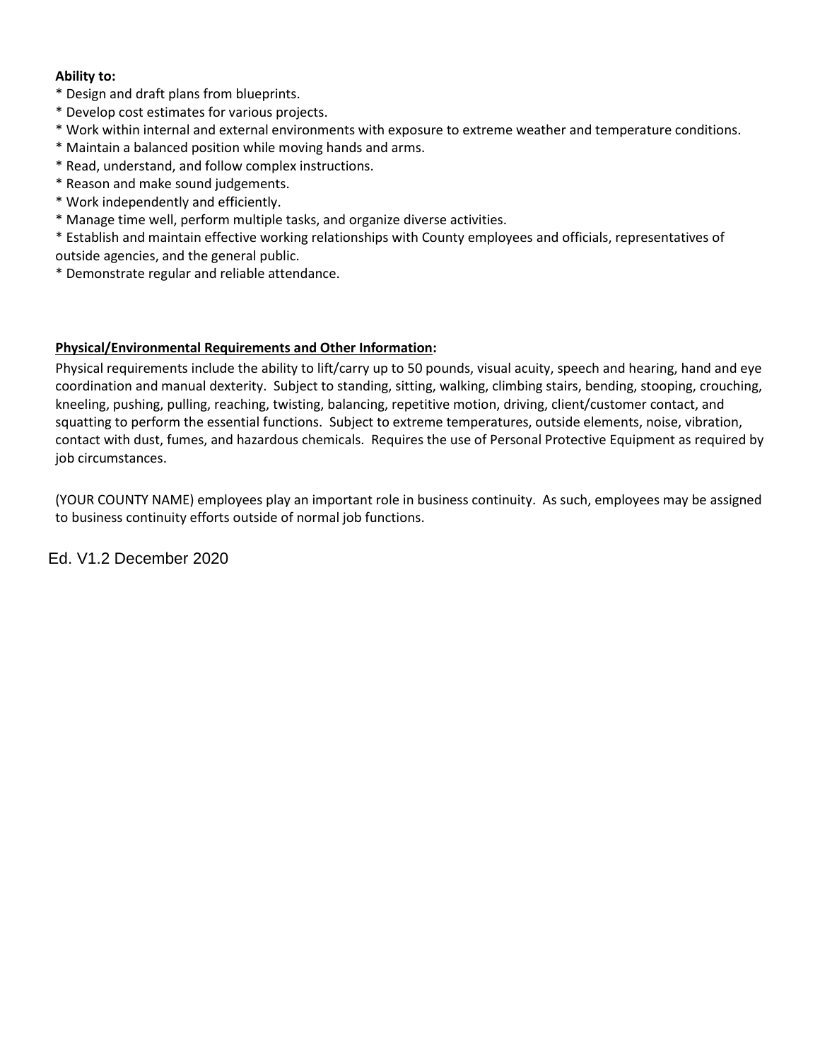**Ability to:**

* Design and draft plans from blueprints.
* Develop cost estimates for various projects.
* Work within internal and external environments with exposure to extreme weather and temperature conditions.
* Maintain a balanced position while moving hands and arms.
* Read, understand, and follow complex instructions.
* Reason and make sound judgements.
* Work independently and efficiently.
* Manage time well, perform multiple tasks, and organize diverse activities.
* Establish and maintain effective working relationships with County employees and officials, representatives of outside agencies, and the general public.
* Demonstrate regular and reliable attendance.

**Physical/Environmental Requirements and Other Information:**

Physical requirements include the ability to lift/carry up to 50 pounds, visual acuity, speech and hearing, hand and eye coordination and manual dexterity. Subject to standing, sitting, walking, climbing stairs, bending, stooping, crouching, kneeling, pushing, pulling, reaching, twisting, balancing, repetitive motion, driving, client/customer contact, and squatting to perform the essential functions. Subject to extreme temperatures, outside elements, noise, vibration, contact with dust, fumes, and hazardous chemicals. Requires the use of Personal Protective Equipment as required by job circumstances.

(YOUR COUNTY NAME) employees play an important role in business continuity. As such, employees may be assigned to business continuity efforts outside of normal job functions.

Ed. V1.2 December 2020